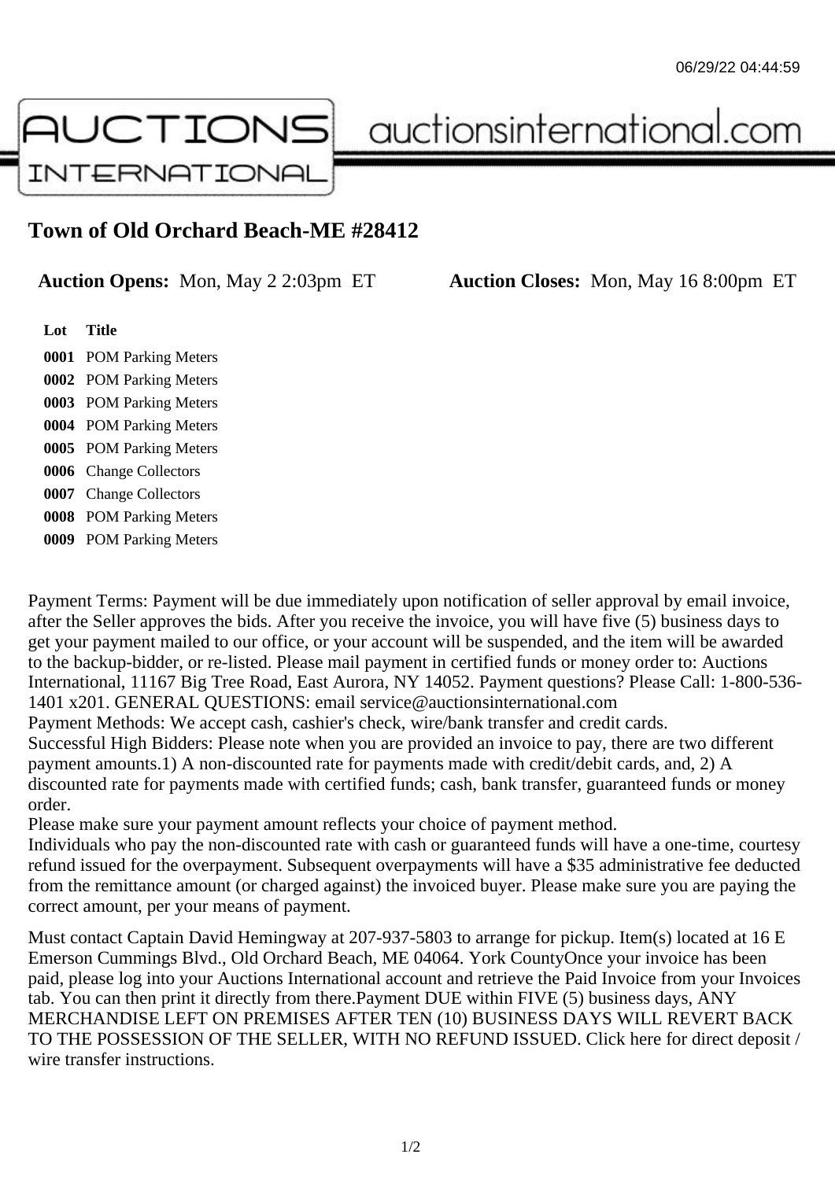06/29/22 04:44:59

AUCTIONS INTERNATIONAL auctionsinternational.com

# Town of Old Orchard Beach-ME #28412

**Auction Opens:** Mon, May 2 2:03pm ET **Auction Closes:** Mon, May 16 8:00pm ET

| Lot | Title |
| --- | --- |
| **0001** | POM Parking Meters |
| **0002** | POM Parking Meters |
| **0003** | POM Parking Meters |
| **0004** | POM Parking Meters |
| **0005** | POM Parking Meters |
| **0006** | Change Collectors |
| **0007** | Change Collectors |
| **0008** | POM Parking Meters |
| **0009** | POM Parking Meters |

Payment Terms: Payment will be due immediately upon notification of seller approval by email invoice, after the Seller approves the bids. After you receive the invoice, you will have five (5) business days to get your payment mailed to our office, or your account will be suspended, and the item will be awarded to the backup-bidder, or re-listed. Please mail payment in certified funds or money order to: Auctions International, 11167 Big Tree Road, East Aurora, NY 14052. Payment questions? Please Call: 1-800-536-1401 x201. GENERAL QUESTIONS: email service@auctionsinternational.com
Payment Methods: We accept cash, cashier's check, wire/bank transfer and credit cards.
Successful High Bidders: Please note when you are provided an invoice to pay, there are two different payment amounts.1) A non-discounted rate for payments made with credit/debit cards, and, 2) A discounted rate for payments made with certified funds; cash, bank transfer, guaranteed funds or money order.
Please make sure your payment amount reflects your choice of payment method.
Individuals who pay the non-discounted rate with cash or guaranteed funds will have a one-time, courtesy refund issued for the overpayment. Subsequent overpayments will have a $35 administrative fee deducted from the remittance amount (or charged against) the invoiced buyer. Please make sure you are paying the correct amount, per your means of payment.

Must contact Captain David Hemingway at 207-937-5803 to arrange for pickup. Item(s) located at 16 E Emerson Cummings Blvd., Old Orchard Beach, ME 04064. York CountyOnce your invoice has been paid, please log into your Auctions International account and retrieve the Paid Invoice from your Invoices tab. You can then print it directly from there.Payment DUE within FIVE (5) business days, ANY MERCHANDISE LEFT ON PREMISES AFTER TEN (10) BUSINESS DAYS WILL REVERT BACK TO THE POSSESSION OF THE SELLER, WITH NO REFUND ISSUED. Click here for direct deposit / wire transfer instructions.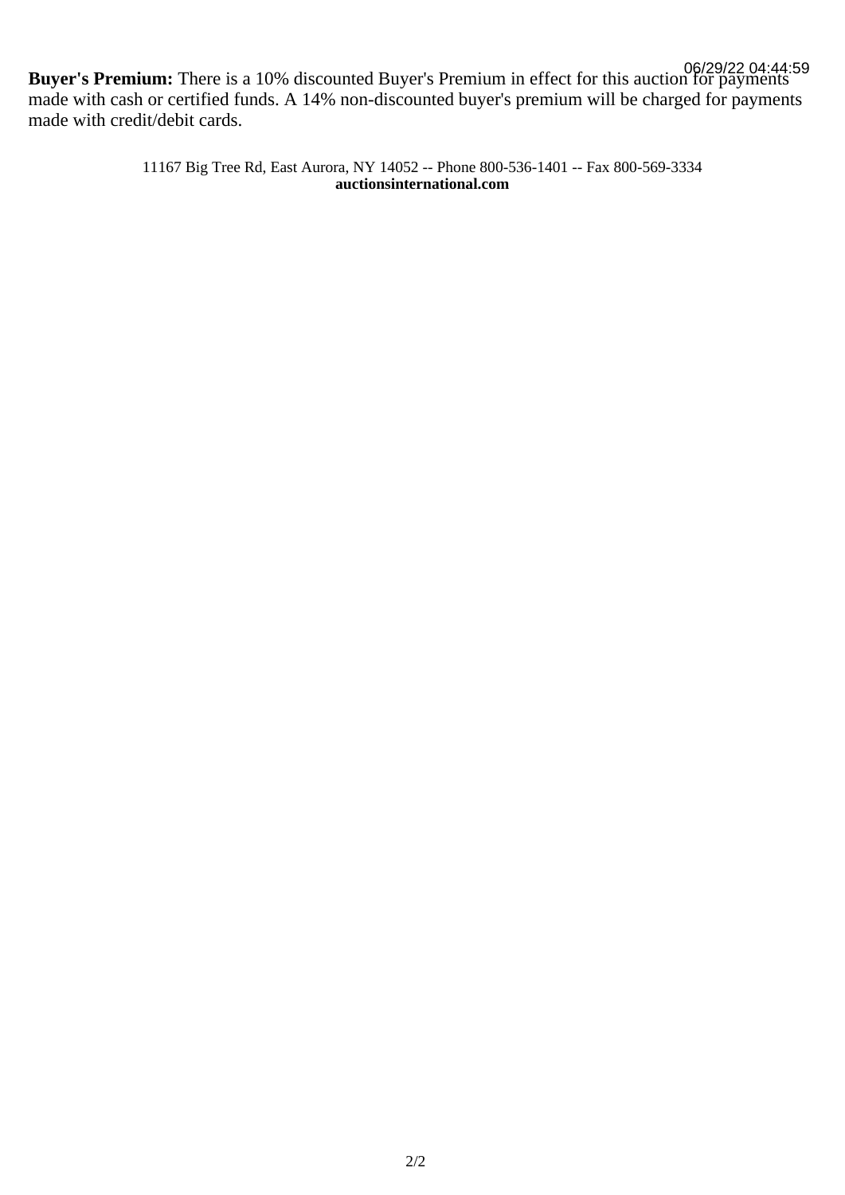**Buyer's Premium:** There is a 10% discounted Buyer's Premium in effect for this auction for payments made with cash or certified funds. A 14% non-discounted buyer's premium will be charged for payments made with credit/debit cards.

11167 Big Tree Rd, East Aurora, NY 14052 -- Phone 800-536-1401 -- Fax 800-569-3334
**auctionsinternational.com**